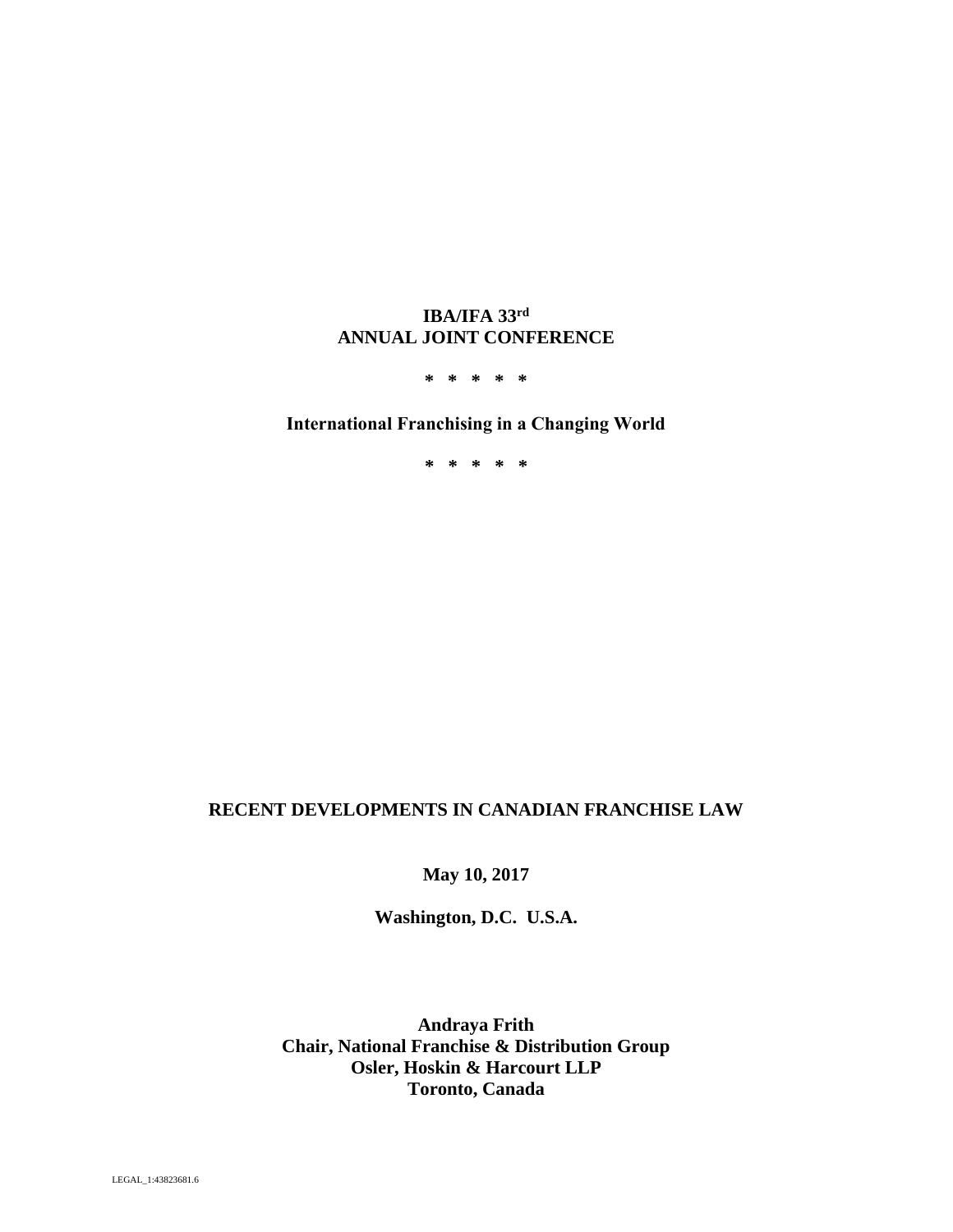**IBA/IFA 33rd**
**ANNUAL JOINT CONFERENCE**

**\* \* \* \* \***

**International Franchising in a Changing World**

**\* \* \* \* \***

# RECENT DEVELOPMENTS IN CANADIAN FRANCHISE LAW

**May 10, 2017**

**Washington, D.C. U.S.A.**

**Andraya Frith**
**Chair, National Franchise & Distribution Group**
**Osler, Hoskin & Harcourt LLP**
**Toronto, Canada**

LEGAL_1:43823681.6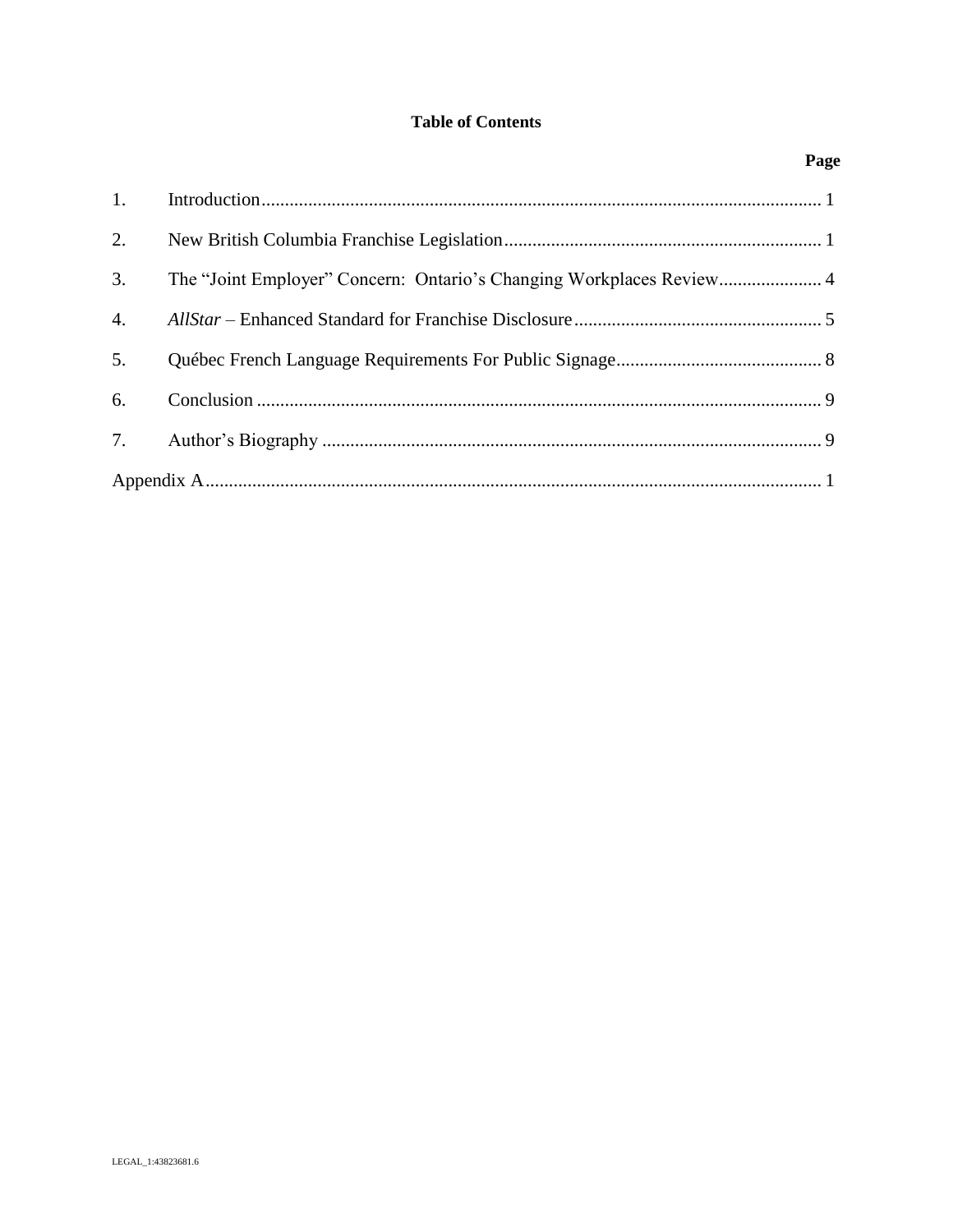**Table of Contents**

| | | Page |
|---|---|---|
| 1. | Introduction | 1 |
| 2. | New British Columbia Franchise Legislation | 1 |
| 3. | The "Joint Employer" Concern: Ontario's Changing Workplaces Review | 4 |
| 4. | *AllStar* – Enhanced Standard for Franchise Disclosure | 5 |
| 5. | Québec French Language Requirements For Public Signage | 8 |
| 6. | Conclusion | 9 |
| 7. | Author's Biography | 9 |
| Appendix A | | 1 |

LEGAL_1:43823681.6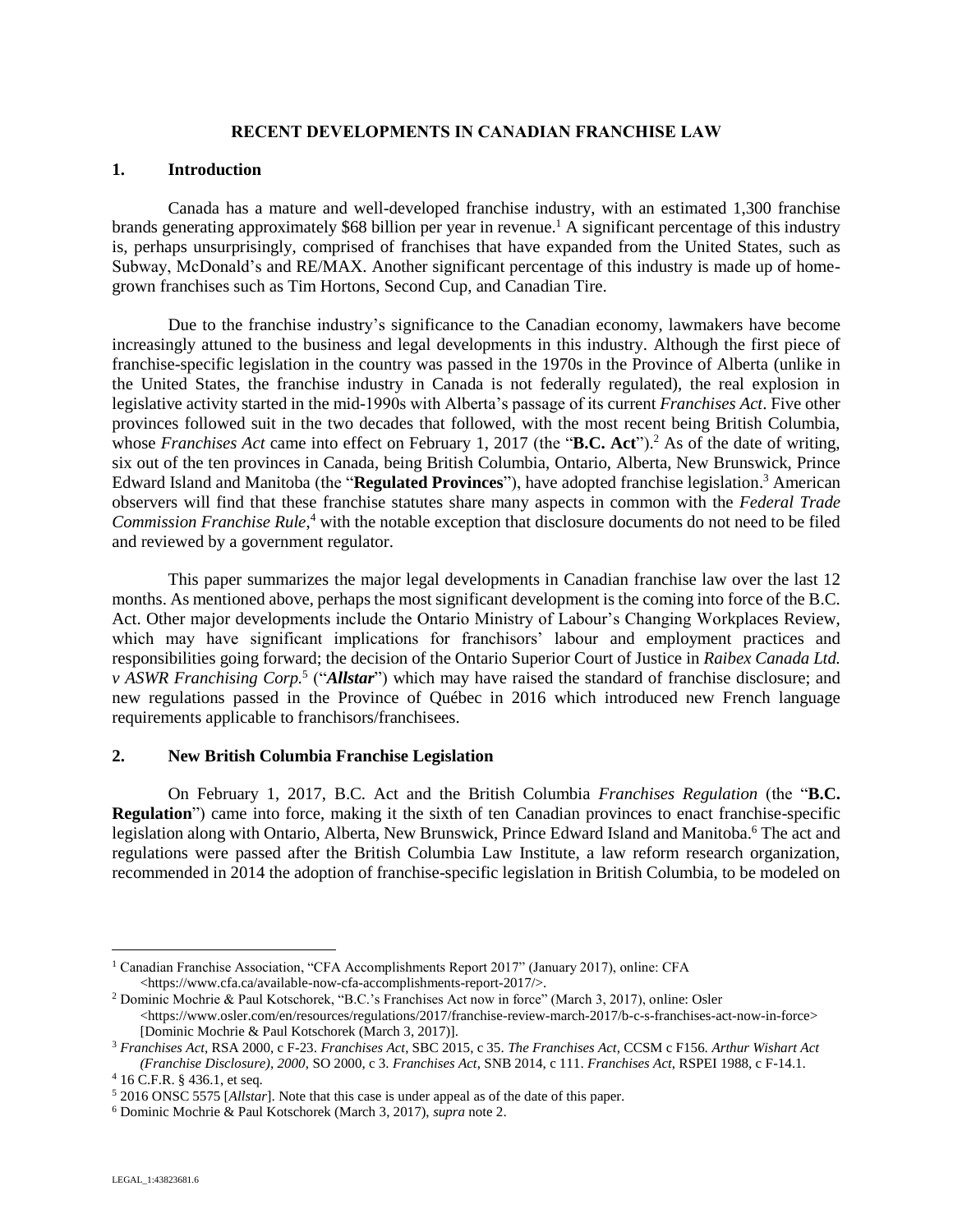**RECENT DEVELOPMENTS IN CANADIAN FRANCHISE LAW**

## 1. Introduction

Canada has a mature and well-developed franchise industry, with an estimated 1,300 franchise brands generating approximately $68 billion per year in revenue.[1] A significant percentage of this industry is, perhaps unsurprisingly, comprised of franchises that have expanded from the United States, such as Subway, McDonald's and RE/MAX. Another significant percentage of this industry is made up of home-grown franchises such as Tim Hortons, Second Cup, and Canadian Tire.

Due to the franchise industry's significance to the Canadian economy, lawmakers have become increasingly attuned to the business and legal developments in this industry. Although the first piece of franchise-specific legislation in the country was passed in the 1970s in the Province of Alberta (unlike in the United States, the franchise industry in Canada is not federally regulated), the real explosion in legislative activity started in the mid-1990s with Alberta's passage of its current *Franchises Act*. Five other provinces followed suit in the two decades that followed, with the most recent being British Columbia, whose *Franchises Act* came into effect on February 1, 2017 (the "**B.C. Act**").[2] As of the date of writing, six out of the ten provinces in Canada, being British Columbia, Ontario, Alberta, New Brunswick, Prince Edward Island and Manitoba (the "**Regulated Provinces**"), have adopted franchise legislation.[3] American observers will find that these franchise statutes share many aspects in common with the *Federal Trade Commission Franchise Rule*,[4] with the notable exception that disclosure documents do not need to be filed and reviewed by a government regulator.

This paper summarizes the major legal developments in Canadian franchise law over the last 12 months. As mentioned above, perhaps the most significant development is the coming into force of the B.C. Act. Other major developments include the Ontario Ministry of Labour's Changing Workplaces Review, which may have significant implications for franchisors' labour and employment practices and responsibilities going forward; the decision of the Ontario Superior Court of Justice in *Raibex Canada Ltd. v ASWR Franchising Corp.*[5] ("***Allstar***") which may have raised the standard of franchise disclosure; and new regulations passed in the Province of Québec in 2016 which introduced new French language requirements applicable to franchisors/franchisees.

## 2. New British Columbia Franchise Legislation

On February 1, 2017, B.C. Act and the British Columbia *Franchises Regulation* (the "**B.C. Regulation**") came into force, making it the sixth of ten Canadian provinces to enact franchise-specific legislation along with Ontario, Alberta, New Brunswick, Prince Edward Island and Manitoba.[6] The act and regulations were passed after the British Columbia Law Institute, a law reform research organization, recommended in 2014 the adoption of franchise-specific legislation in British Columbia, to be modeled on

---

[1] Canadian Franchise Association, "CFA Accomplishments Report 2017" (January 2017), online: CFA <https://www.cfa.ca/available-now-cfa-accomplishments-report-2017/>.

[2] Dominic Mochrie & Paul Kotschorek, "B.C.'s Franchises Act now in force" (March 3, 2017), online: Osler <https://www.osler.com/en/resources/regulations/2017/franchise-review-march-2017/b-c-s-franchises-act-now-in-force> [Dominic Mochrie & Paul Kotschorek (March 3, 2017)].

[3] *Franchises Act*, RSA 2000, c F-23. *Franchises Act*, SBC 2015, c 35. *The Franchises Act*, CCSM c F156. *Arthur Wishart Act (Franchise Disclosure), 2000*, SO 2000, c 3. *Franchises Act*, SNB 2014, c 111. *Franchises Act*, RSPEI 1988, c F-14.1.

[4] 16 C.F.R. § 436.1, et seq.

[5] 2016 ONSC 5575 [*Allstar*]. Note that this case is under appeal as of the date of this paper.

[6] Dominic Mochrie & Paul Kotschorek (March 3, 2017), *supra* note 2.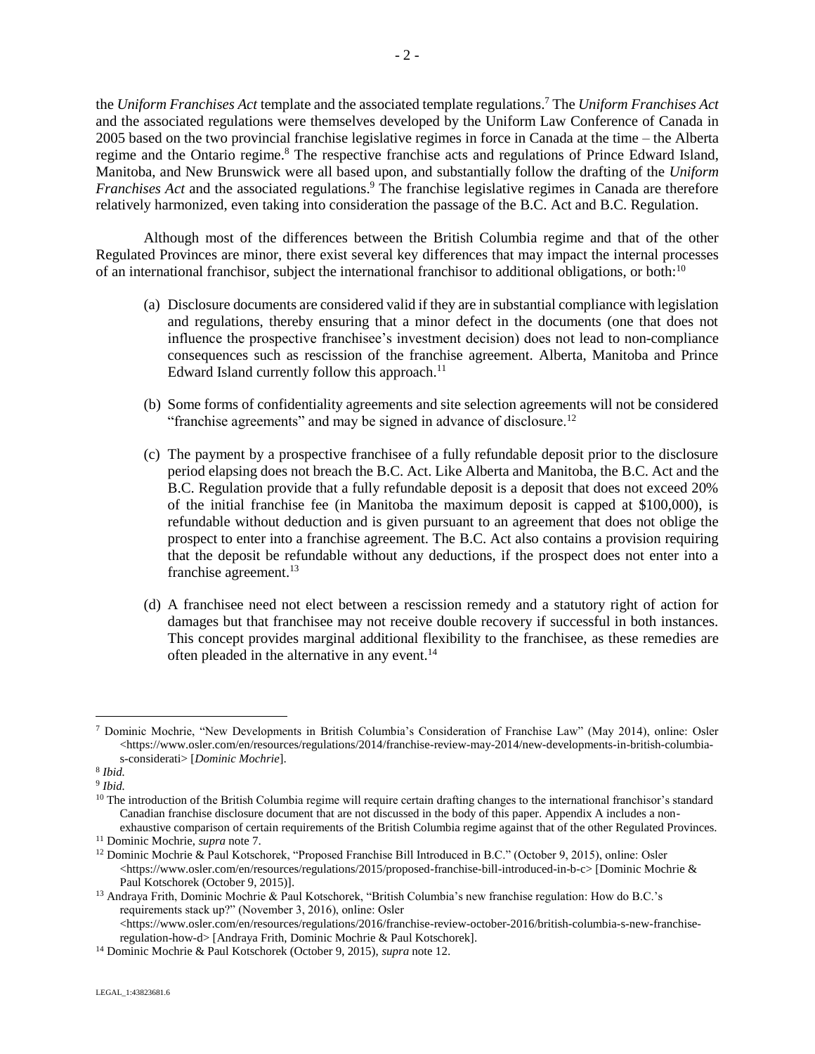the *Uniform Franchises Act* template and the associated template regulations.[7] The *Uniform Franchises Act* and the associated regulations were themselves developed by the Uniform Law Conference of Canada in 2005 based on the two provincial franchise legislative regimes in force in Canada at the time – the Alberta regime and the Ontario regime.[8] The respective franchise acts and regulations of Prince Edward Island, Manitoba, and New Brunswick were all based upon, and substantially follow the drafting of the *Uniform Franchises Act* and the associated regulations.[9] The franchise legislative regimes in Canada are therefore relatively harmonized, even taking into consideration the passage of the B.C. Act and B.C. Regulation.

Although most of the differences between the British Columbia regime and that of the other Regulated Provinces are minor, there exist several key differences that may impact the internal processes of an international franchisor, subject the international franchisor to additional obligations, or both:[10]

(a) Disclosure documents are considered valid if they are in substantial compliance with legislation and regulations, thereby ensuring that a minor defect in the documents (one that does not influence the prospective franchisee's investment decision) does not lead to non-compliance consequences such as rescission of the franchise agreement. Alberta, Manitoba and Prince Edward Island currently follow this approach.[11]

(b) Some forms of confidentiality agreements and site selection agreements will not be considered "franchise agreements" and may be signed in advance of disclosure.[12]

(c) The payment by a prospective franchisee of a fully refundable deposit prior to the disclosure period elapsing does not breach the B.C. Act. Like Alberta and Manitoba, the B.C. Act and the B.C. Regulation provide that a fully refundable deposit is a deposit that does not exceed 20% of the initial franchise fee (in Manitoba the maximum deposit is capped at $100,000), is refundable without deduction and is given pursuant to an agreement that does not oblige the prospect to enter into a franchise agreement. The B.C. Act also contains a provision requiring that the deposit be refundable without any deductions, if the prospect does not enter into a franchise agreement.[13]

(d) A franchisee need not elect between a rescission remedy and a statutory right of action for damages but that franchisee may not receive double recovery if successful in both instances. This concept provides marginal additional flexibility to the franchisee, as these remedies are often pleaded in the alternative in any event.[14]

---

[7] Dominic Mochrie, "New Developments in British Columbia's Consideration of Franchise Law" (May 2014), online: Osler <https://www.osler.com/en/resources/regulations/2014/franchise-review-may-2014/new-developments-in-british-columbia-s-considerati> [*Dominic Mochrie*].

[8] *Ibid.*

[9] *Ibid.*

[10] The introduction of the British Columbia regime will require certain drafting changes to the international franchisor's standard Canadian franchise disclosure document that are not discussed in the body of this paper. Appendix A includes a non-exhaustive comparison of certain requirements of the British Columbia regime against that of the other Regulated Provinces.

[11] Dominic Mochrie, *supra* note 7.

[12] Dominic Mochrie & Paul Kotschorek, "Proposed Franchise Bill Introduced in B.C." (October 9, 2015), online: Osler <https://www.osler.com/en/resources/regulations/2015/proposed-franchise-bill-introduced-in-b-c> [Dominic Mochrie & Paul Kotschorek (October 9, 2015)].

[13] Andraya Frith, Dominic Mochrie & Paul Kotschorek, "British Columbia's new franchise regulation: How do B.C.'s requirements stack up?" (November 3, 2016), online: Osler <https://www.osler.com/en/resources/regulations/2016/franchise-review-october-2016/british-columbia-s-new-franchise-regulation-how-d> [Andraya Frith, Dominic Mochrie & Paul Kotschorek].

[14] Dominic Mochrie & Paul Kotschorek (October 9, 2015), *supra* note 12.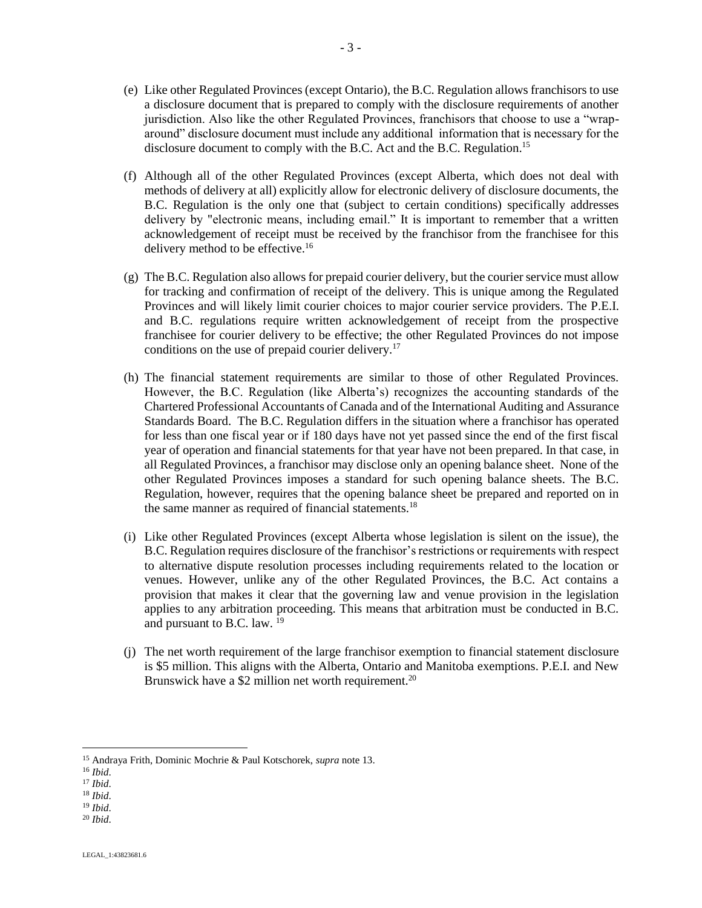(e) Like other Regulated Provinces (except Ontario), the B.C. Regulation allows franchisors to use a disclosure document that is prepared to comply with the disclosure requirements of another jurisdiction. Also like the other Regulated Provinces, franchisors that choose to use a "wrap-around" disclosure document must include any additional information that is necessary for the disclosure document to comply with the B.C. Act and the B.C. Regulation.[15]

(f) Although all of the other Regulated Provinces (except Alberta, which does not deal with methods of delivery at all) explicitly allow for electronic delivery of disclosure documents, the B.C. Regulation is the only one that (subject to certain conditions) specifically addresses delivery by "electronic means, including email." It is important to remember that a written acknowledgement of receipt must be received by the franchisor from the franchisee for this delivery method to be effective.[16]

(g) The B.C. Regulation also allows for prepaid courier delivery, but the courier service must allow for tracking and confirmation of receipt of the delivery. This is unique among the Regulated Provinces and will likely limit courier choices to major courier service providers. The P.E.I. and B.C. regulations require written acknowledgement of receipt from the prospective franchisee for courier delivery to be effective; the other Regulated Provinces do not impose conditions on the use of prepaid courier delivery.[17]

(h) The financial statement requirements are similar to those of other Regulated Provinces. However, the B.C. Regulation (like Alberta's) recognizes the accounting standards of the Chartered Professional Accountants of Canada and of the International Auditing and Assurance Standards Board. The B.C. Regulation differs in the situation where a franchisor has operated for less than one fiscal year or if 180 days have not yet passed since the end of the first fiscal year of operation and financial statements for that year have not been prepared. In that case, in all Regulated Provinces, a franchisor may disclose only an opening balance sheet. None of the other Regulated Provinces imposes a standard for such opening balance sheets. The B.C. Regulation, however, requires that the opening balance sheet be prepared and reported on in the same manner as required of financial statements.[18]

(i) Like other Regulated Provinces (except Alberta whose legislation is silent on the issue), the B.C. Regulation requires disclosure of the franchisor's restrictions or requirements with respect to alternative dispute resolution processes including requirements related to the location or venues. However, unlike any of the other Regulated Provinces, the B.C. Act contains a provision that makes it clear that the governing law and venue provision in the legislation applies to any arbitration proceeding. This means that arbitration must be conducted in B.C. and pursuant to B.C. law.[19]

(j) The net worth requirement of the large franchisor exemption to financial statement disclosure is $5 million. This aligns with the Alberta, Ontario and Manitoba exemptions. P.E.I. and New Brunswick have a $2 million net worth requirement.[20]

---

[15] Andraya Frith, Dominic Mochrie & Paul Kotschorek, *supra* note 13.

[16] *Ibid*.

[17] *Ibid*.

[18] *Ibid*.

[19] *Ibid*.

[20] *Ibid*.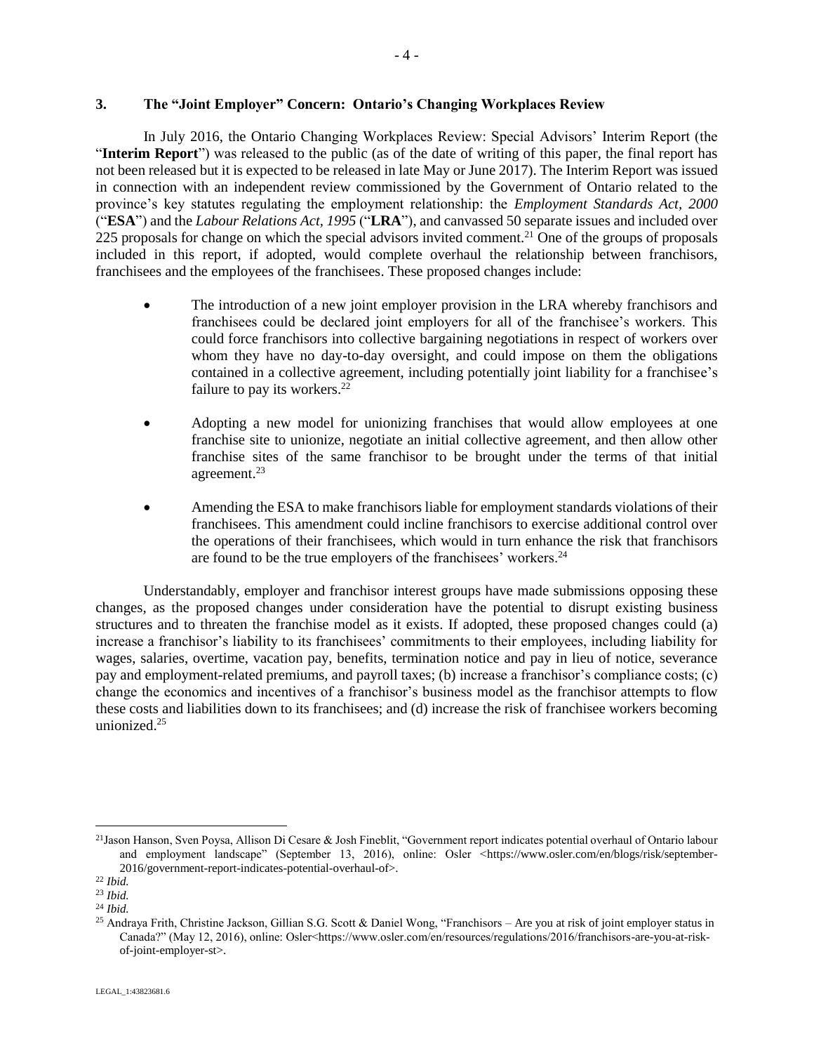### 3. The "Joint Employer" Concern: Ontario's Changing Workplaces Review

In July 2016, the Ontario Changing Workplaces Review: Special Advisors' Interim Report (the "**Interim Report**") was released to the public (as of the date of writing of this paper, the final report has not been released but it is expected to be released in late May or June 2017). The Interim Report was issued in connection with an independent review commissioned by the Government of Ontario related to the province's key statutes regulating the employment relationship: the *Employment Standards Act, 2000* ("**ESA**") and the *Labour Relations Act, 1995* ("**LRA**"), and canvassed 50 separate issues and included over 225 proposals for change on which the special advisors invited comment.[21] One of the groups of proposals included in this report, if adopted, would complete overhaul the relationship between franchisors, franchisees and the employees of the franchisees. These proposed changes include:

- The introduction of a new joint employer provision in the LRA whereby franchisors and franchisees could be declared joint employers for all of the franchisee's workers. This could force franchisors into collective bargaining negotiations in respect of workers over whom they have no day-to-day oversight, and could impose on them the obligations contained in a collective agreement, including potentially joint liability for a franchisee's failure to pay its workers.[22]

- Adopting a new model for unionizing franchises that would allow employees at one franchise site to unionize, negotiate an initial collective agreement, and then allow other franchise sites of the same franchisor to be brought under the terms of that initial agreement.[23]

- Amending the ESA to make franchisors liable for employment standards violations of their franchisees. This amendment could incline franchisors to exercise additional control over the operations of their franchisees, which would in turn enhance the risk that franchisors are found to be the true employers of the franchisees' workers.[24]

Understandably, employer and franchisor interest groups have made submissions opposing these changes, as the proposed changes under consideration have the potential to disrupt existing business structures and to threaten the franchise model as it exists. If adopted, these proposed changes could (a) increase a franchisor's liability to its franchisees' commitments to their employees, including liability for wages, salaries, overtime, vacation pay, benefits, termination notice and pay in lieu of notice, severance pay and employment-related premiums, and payroll taxes; (b) increase a franchisor's compliance costs; (c) change the economics and incentives of a franchisor's business model as the franchisor attempts to flow these costs and liabilities down to its franchisees; and (d) increase the risk of franchisee workers becoming unionized.[25]

---

[21] Jason Hanson, Sven Poysa, Allison Di Cesare & Josh Fineblit, "Government report indicates potential overhaul of Ontario labour and employment landscape" (September 13, 2016), online: Osler <https://www.osler.com/en/blogs/risk/september-2016/government-report-indicates-potential-overhaul-of>.

[22] *Ibid.*

[23] *Ibid.*

[24] *Ibid.*

[25] Andraya Frith, Christine Jackson, Gillian S.G. Scott & Daniel Wong, "Franchisors – Are you at risk of joint employer status in Canada?" (May 12, 2016), online: Osler<https://www.osler.com/en/resources/regulations/2016/franchisors-are-you-at-risk-of-joint-employer-st>.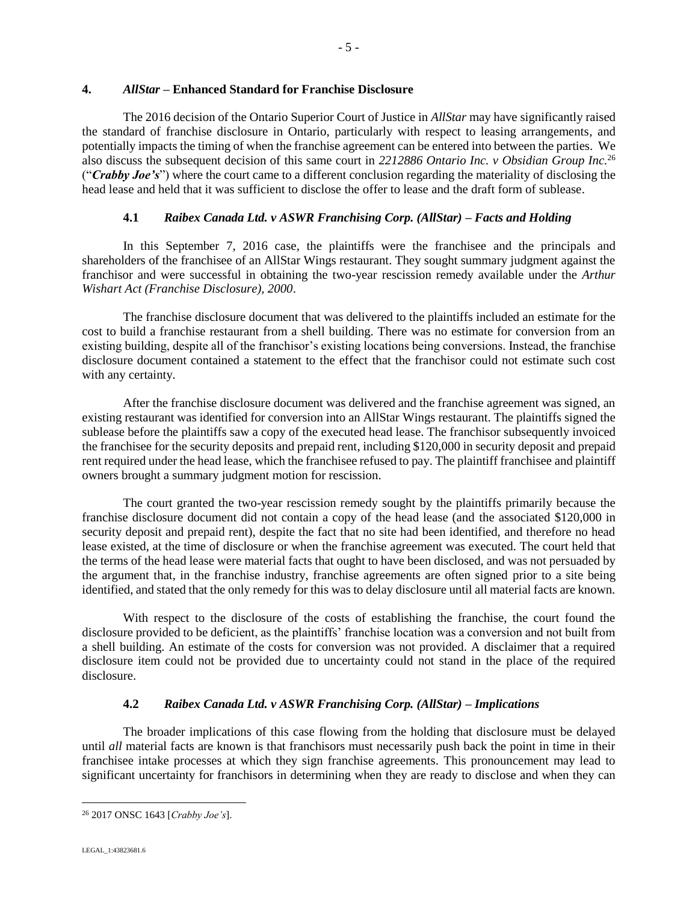## 4. *AllStar* – Enhanced Standard for Franchise Disclosure

The 2016 decision of the Ontario Superior Court of Justice in *AllStar* may have significantly raised the standard of franchise disclosure in Ontario, particularly with respect to leasing arrangements, and potentially impacts the timing of when the franchise agreement can be entered into between the parties. We also discuss the subsequent decision of this same court in *2212886 Ontario Inc. v Obsidian Group Inc.*[26] ("***Crabby Joe's***") where the court came to a different conclusion regarding the materiality of disclosing the head lease and held that it was sufficient to disclose the offer to lease and the draft form of sublease.

### 4.1 *Raibex Canada Ltd. v ASWR Franchising Corp. (AllStar) – Facts and Holding*

In this September 7, 2016 case, the plaintiffs were the franchisee and the principals and shareholders of the franchisee of an AllStar Wings restaurant. They sought summary judgment against the franchisor and were successful in obtaining the two-year rescission remedy available under the *Arthur Wishart Act (Franchise Disclosure), 2000*.

The franchise disclosure document that was delivered to the plaintiffs included an estimate for the cost to build a franchise restaurant from a shell building. There was no estimate for conversion from an existing building, despite all of the franchisor's existing locations being conversions. Instead, the franchise disclosure document contained a statement to the effect that the franchisor could not estimate such cost with any certainty.

After the franchise disclosure document was delivered and the franchise agreement was signed, an existing restaurant was identified for conversion into an AllStar Wings restaurant. The plaintiffs signed the sublease before the plaintiffs saw a copy of the executed head lease. The franchisor subsequently invoiced the franchisee for the security deposits and prepaid rent, including $120,000 in security deposit and prepaid rent required under the head lease, which the franchisee refused to pay. The plaintiff franchisee and plaintiff owners brought a summary judgment motion for rescission.

The court granted the two-year rescission remedy sought by the plaintiffs primarily because the franchise disclosure document did not contain a copy of the head lease (and the associated $120,000 in security deposit and prepaid rent), despite the fact that no site had been identified, and therefore no head lease existed, at the time of disclosure or when the franchise agreement was executed. The court held that the terms of the head lease were material facts that ought to have been disclosed, and was not persuaded by the argument that, in the franchise industry, franchise agreements are often signed prior to a site being identified, and stated that the only remedy for this was to delay disclosure until all material facts are known.

With respect to the disclosure of the costs of establishing the franchise, the court found the disclosure provided to be deficient, as the plaintiffs' franchise location was a conversion and not built from a shell building. An estimate of the costs for conversion was not provided. A disclaimer that a required disclosure item could not be provided due to uncertainty could not stand in the place of the required disclosure.

### 4.2 *Raibex Canada Ltd. v ASWR Franchising Corp. (AllStar) – Implications*

The broader implications of this case flowing from the holding that disclosure must be delayed until *all* material facts are known is that franchisors must necessarily push back the point in time in their franchisee intake processes at which they sign franchise agreements. This pronouncement may lead to significant uncertainty for franchisors in determining when they are ready to disclose and when they can

---

[26] 2017 ONSC 1643 [*Crabby Joe's*].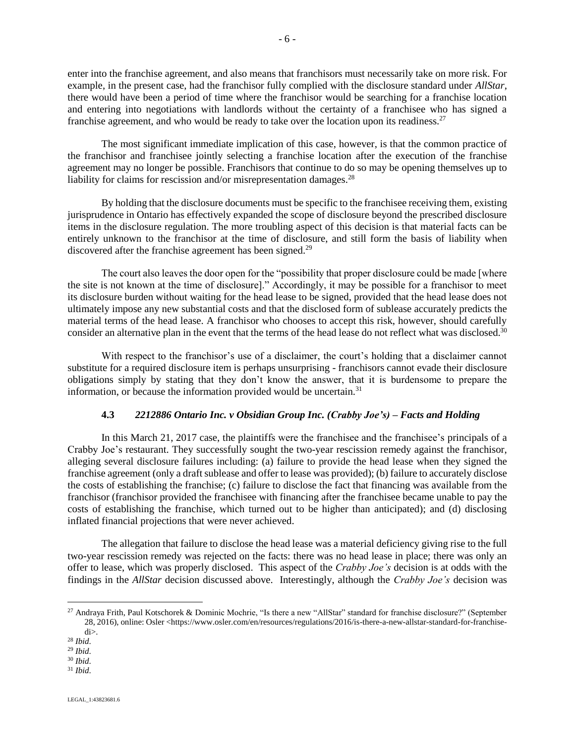enter into the franchise agreement, and also means that franchisors must necessarily take on more risk. For example, in the present case, had the franchisor fully complied with the disclosure standard under *AllStar*, there would have been a period of time where the franchisor would be searching for a franchise location and entering into negotiations with landlords without the certainty of a franchisee who has signed a franchise agreement, and who would be ready to take over the location upon its readiness.[27]

The most significant immediate implication of this case, however, is that the common practice of the franchisor and franchisee jointly selecting a franchise location after the execution of the franchise agreement may no longer be possible. Franchisors that continue to do so may be opening themselves up to liability for claims for rescission and/or misrepresentation damages.[28]

By holding that the disclosure documents must be specific to the franchisee receiving them, existing jurisprudence in Ontario has effectively expanded the scope of disclosure beyond the prescribed disclosure items in the disclosure regulation. The more troubling aspect of this decision is that material facts can be entirely unknown to the franchisor at the time of disclosure, and still form the basis of liability when discovered after the franchise agreement has been signed.[29]

The court also leaves the door open for the "possibility that proper disclosure could be made [where the site is not known at the time of disclosure]." Accordingly, it may be possible for a franchisor to meet its disclosure burden without waiting for the head lease to be signed, provided that the head lease does not ultimately impose any new substantial costs and that the disclosed form of sublease accurately predicts the material terms of the head lease. A franchisor who chooses to accept this risk, however, should carefully consider an alternative plan in the event that the terms of the head lease do not reflect what was disclosed.[30]

With respect to the franchisor's use of a disclaimer, the court's holding that a disclaimer cannot substitute for a required disclosure item is perhaps unsurprising - franchisors cannot evade their disclosure obligations simply by stating that they don't know the answer, that it is burdensome to prepare the information, or because the information provided would be uncertain.[31]

### 4.3 *2212886 Ontario Inc. v Obsidian Group Inc. (Crabby Joe's) – Facts and Holding*

In this March 21, 2017 case, the plaintiffs were the franchisee and the franchisee's principals of a Crabby Joe's restaurant. They successfully sought the two-year rescission remedy against the franchisor, alleging several disclosure failures including: (a) failure to provide the head lease when they signed the franchise agreement (only a draft sublease and offer to lease was provided); (b) failure to accurately disclose the costs of establishing the franchise; (c) failure to disclose the fact that financing was available from the franchisor (franchisor provided the franchisee with financing after the franchisee became unable to pay the costs of establishing the franchise, which turned out to be higher than anticipated); and (d) disclosing inflated financial projections that were never achieved.

The allegation that failure to disclose the head lease was a material deficiency giving rise to the full two-year rescission remedy was rejected on the facts: there was no head lease in place; there was only an offer to lease, which was properly disclosed. This aspect of the *Crabby Joe's* decision is at odds with the findings in the *AllStar* decision discussed above. Interestingly, although the *Crabby Joe's* decision was

---

[27] Andraya Frith, Paul Kotschorek & Dominic Mochrie, "Is there a new "AllStar" standard for franchise disclosure?" (September 28, 2016), online: Osler <https://www.osler.com/en/resources/regulations/2016/is-there-a-new-allstar-standard-for-franchise-di>.

[28] *Ibid*.

[29] *Ibid*.

[30] *Ibid*.

[31] *Ibid*.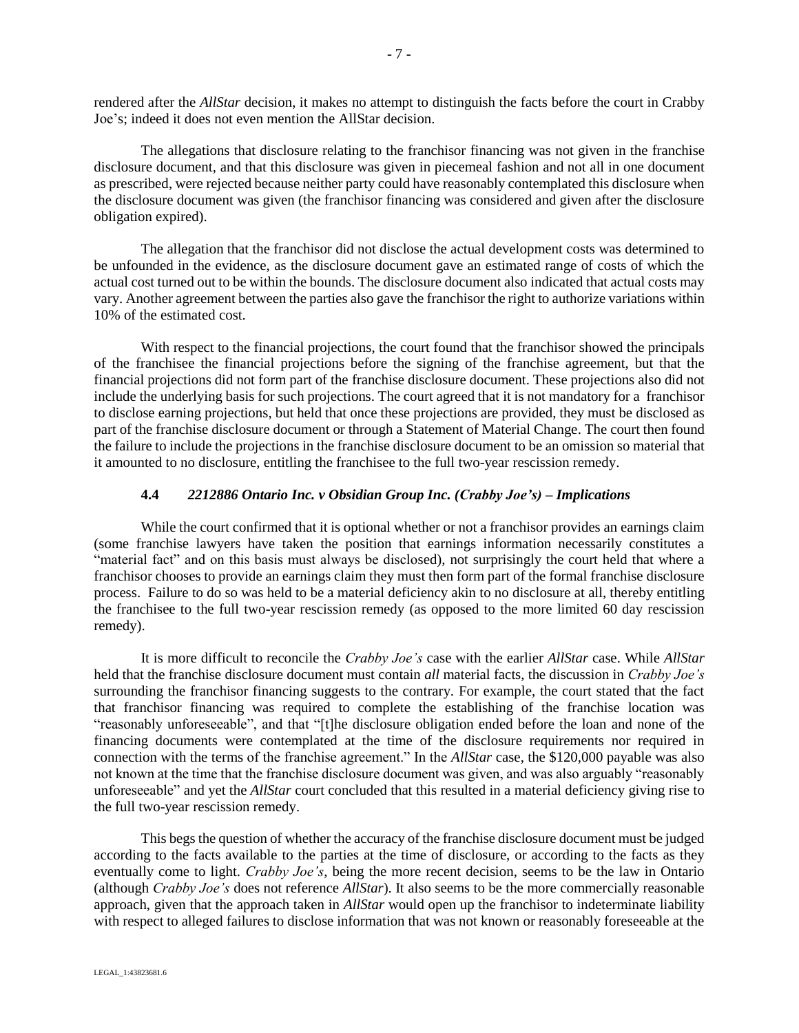rendered after the *AllStar* decision, it makes no attempt to distinguish the facts before the court in Crabby Joe's; indeed it does not even mention the AllStar decision.

The allegations that disclosure relating to the franchisor financing was not given in the franchise disclosure document, and that this disclosure was given in piecemeal fashion and not all in one document as prescribed, were rejected because neither party could have reasonably contemplated this disclosure when the disclosure document was given (the franchisor financing was considered and given after the disclosure obligation expired).

The allegation that the franchisor did not disclose the actual development costs was determined to be unfounded in the evidence, as the disclosure document gave an estimated range of costs of which the actual cost turned out to be within the bounds. The disclosure document also indicated that actual costs may vary. Another agreement between the parties also gave the franchisor the right to authorize variations within 10% of the estimated cost.

With respect to the financial projections, the court found that the franchisor showed the principals of the franchisee the financial projections before the signing of the franchise agreement, but that the financial projections did not form part of the franchise disclosure document. These projections also did not include the underlying basis for such projections. The court agreed that it is not mandatory for a franchisor to disclose earning projections, but held that once these projections are provided, they must be disclosed as part of the franchise disclosure document or through a Statement of Material Change. The court then found the failure to include the projections in the franchise disclosure document to be an omission so material that it amounted to no disclosure, entitling the franchisee to the full two-year rescission remedy.

### 4.4 *2212886 Ontario Inc. v Obsidian Group Inc. (Crabby Joe's) – Implications*

While the court confirmed that it is optional whether or not a franchisor provides an earnings claim (some franchise lawyers have taken the position that earnings information necessarily constitutes a "material fact" and on this basis must always be disclosed), not surprisingly the court held that where a franchisor chooses to provide an earnings claim they must then form part of the formal franchise disclosure process. Failure to do so was held to be a material deficiency akin to no disclosure at all, thereby entitling the franchisee to the full two-year rescission remedy (as opposed to the more limited 60 day rescission remedy).

It is more difficult to reconcile the *Crabby Joe's* case with the earlier *AllStar* case. While *AllStar* held that the franchise disclosure document must contain *all* material facts, the discussion in *Crabby Joe's* surrounding the franchisor financing suggests to the contrary. For example, the court stated that the fact that franchisor financing was required to complete the establishing of the franchise location was "reasonably unforeseeable", and that "[t]he disclosure obligation ended before the loan and none of the financing documents were contemplated at the time of the disclosure requirements nor required in connection with the terms of the franchise agreement." In the *AllStar* case, the $120,000 payable was also not known at the time that the franchise disclosure document was given, and was also arguably "reasonably unforeseeable" and yet the *AllStar* court concluded that this resulted in a material deficiency giving rise to the full two-year rescission remedy.

This begs the question of whether the accuracy of the franchise disclosure document must be judged according to the facts available to the parties at the time of disclosure, or according to the facts as they eventually come to light. *Crabby Joe's*, being the more recent decision, seems to be the law in Ontario (although *Crabby Joe's* does not reference *AllStar*). It also seems to be the more commercially reasonable approach, given that the approach taken in *AllStar* would open up the franchisor to indeterminate liability with respect to alleged failures to disclose information that was not known or reasonably foreseeable at the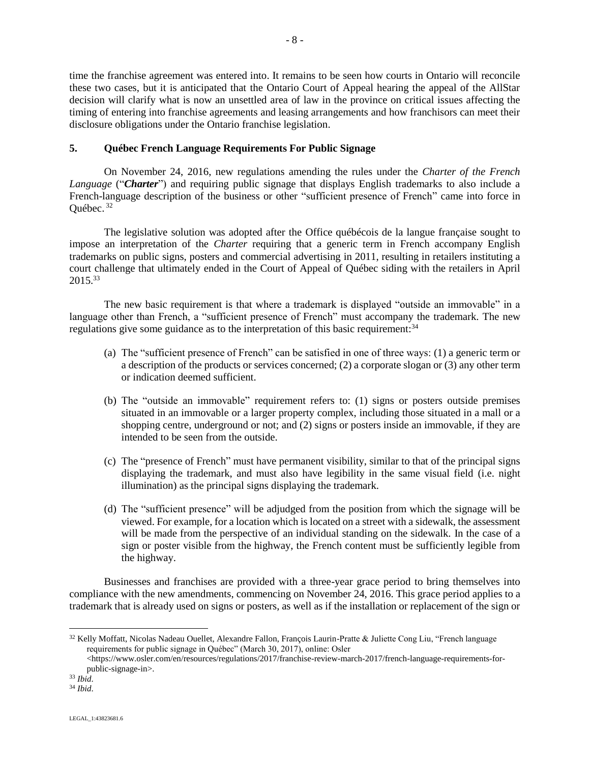time the franchise agreement was entered into. It remains to be seen how courts in Ontario will reconcile these two cases, but it is anticipated that the Ontario Court of Appeal hearing the appeal of the AllStar decision will clarify what is now an unsettled area of law in the province on critical issues affecting the timing of entering into franchise agreements and leasing arrangements and how franchisors can meet their disclosure obligations under the Ontario franchise legislation.

## 5. Québec French Language Requirements For Public Signage

On November 24, 2016, new regulations amending the rules under the *Charter of the French Language* ("***Charter***") and requiring public signage that displays English trademarks to also include a French-language description of the business or other "sufficient presence of French" came into force in Québec.[32]

The legislative solution was adopted after the Office québécois de la langue française sought to impose an interpretation of the *Charter* requiring that a generic term in French accompany English trademarks on public signs, posters and commercial advertising in 2011, resulting in retailers instituting a court challenge that ultimately ended in the Court of Appeal of Québec siding with the retailers in April 2015.[33]

The new basic requirement is that where a trademark is displayed "outside an immovable" in a language other than French, a "sufficient presence of French" must accompany the trademark. The new regulations give some guidance as to the interpretation of this basic requirement:[34]

(a) The "sufficient presence of French" can be satisfied in one of three ways: (1) a generic term or a description of the products or services concerned; (2) a corporate slogan or (3) any other term or indication deemed sufficient.

(b) The "outside an immovable" requirement refers to: (1) signs or posters outside premises situated in an immovable or a larger property complex, including those situated in a mall or a shopping centre, underground or not; and (2) signs or posters inside an immovable, if they are intended to be seen from the outside.

(c) The "presence of French" must have permanent visibility, similar to that of the principal signs displaying the trademark, and must also have legibility in the same visual field (i.e. night illumination) as the principal signs displaying the trademark.

(d) The "sufficient presence" will be adjudged from the position from which the signage will be viewed. For example, for a location which is located on a street with a sidewalk, the assessment will be made from the perspective of an individual standing on the sidewalk. In the case of a sign or poster visible from the highway, the French content must be sufficiently legible from the highway.

Businesses and franchises are provided with a three-year grace period to bring themselves into compliance with the new amendments, commencing on November 24, 2016. This grace period applies to a trademark that is already used on signs or posters, as well as if the installation or replacement of the sign or

---

[32] Kelly Moffatt, Nicolas Nadeau Ouellet, Alexandre Fallon, François Laurin-Pratte & Juliette Cong Liu, "French language requirements for public signage in Québec" (March 30, 2017), online: Osler <https://www.osler.com/en/resources/regulations/2017/franchise-review-march-2017/french-language-requirements-for-public-signage-in>.

[33] *Ibid.*

[34] *Ibid.*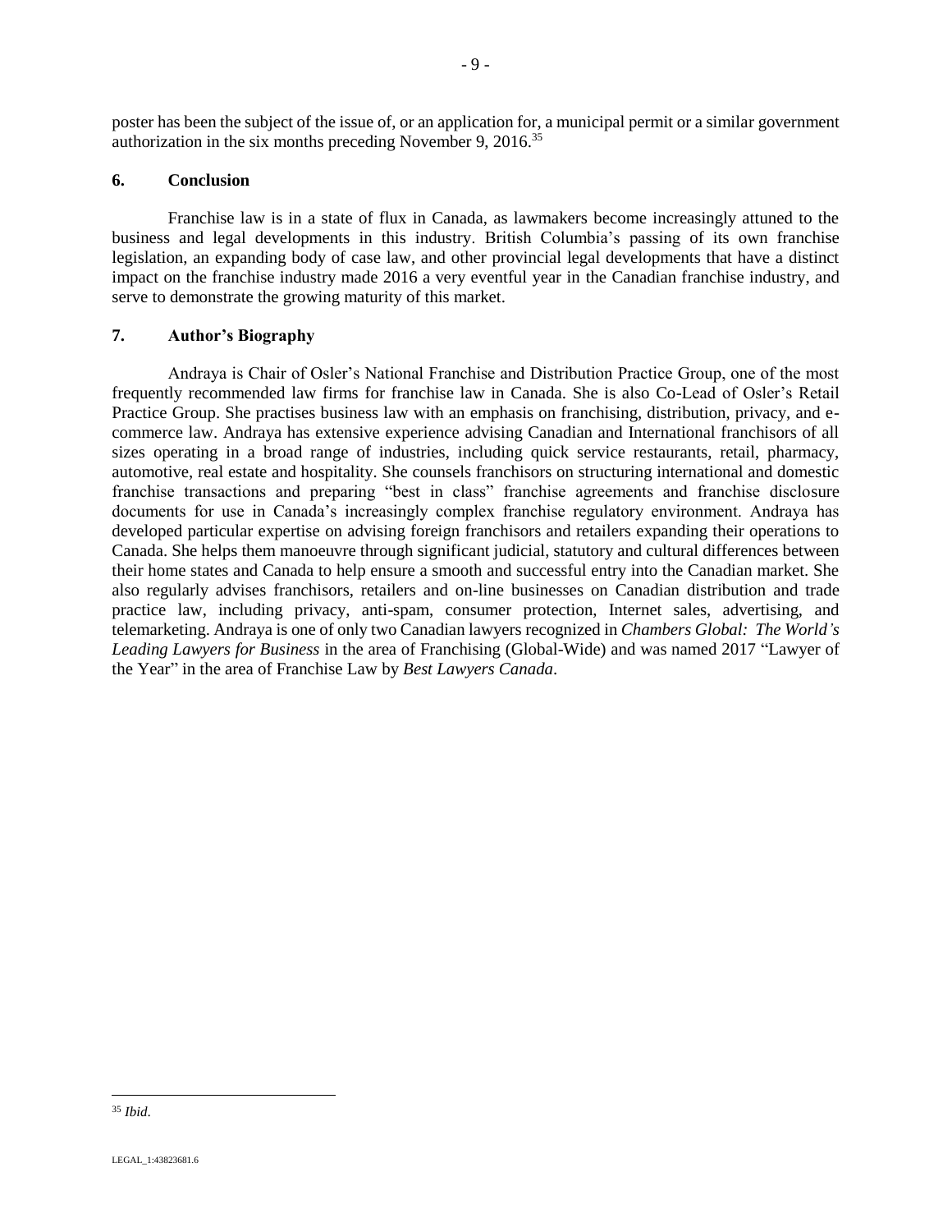poster has been the subject of the issue of, or an application for, a municipal permit or a similar government authorization in the six months preceding November 9, 2016.[35]

## 6. Conclusion

Franchise law is in a state of flux in Canada, as lawmakers become increasingly attuned to the business and legal developments in this industry. British Columbia's passing of its own franchise legislation, an expanding body of case law, and other provincial legal developments that have a distinct impact on the franchise industry made 2016 a very eventful year in the Canadian franchise industry, and serve to demonstrate the growing maturity of this market.

## 7. Author's Biography

Andraya is Chair of Osler's National Franchise and Distribution Practice Group, one of the most frequently recommended law firms for franchise law in Canada. She is also Co-Lead of Osler's Retail Practice Group. She practises business law with an emphasis on franchising, distribution, privacy, and e-commerce law. Andraya has extensive experience advising Canadian and International franchisors of all sizes operating in a broad range of industries, including quick service restaurants, retail, pharmacy, automotive, real estate and hospitality. She counsels franchisors on structuring international and domestic franchise transactions and preparing "best in class" franchise agreements and franchise disclosure documents for use in Canada's increasingly complex franchise regulatory environment. Andraya has developed particular expertise on advising foreign franchisors and retailers expanding their operations to Canada. She helps them manoeuvre through significant judicial, statutory and cultural differences between their home states and Canada to help ensure a smooth and successful entry into the Canadian market. She also regularly advises franchisors, retailers and on-line businesses on Canadian distribution and trade practice law, including privacy, anti-spam, consumer protection, Internet sales, advertising, and telemarketing. Andraya is one of only two Canadian lawyers recognized in *Chambers Global: The World's Leading Lawyers for Business* in the area of Franchising (Global-Wide) and was named 2017 "Lawyer of the Year" in the area of Franchise Law by *Best Lawyers Canada*.

---

[35] *Ibid.*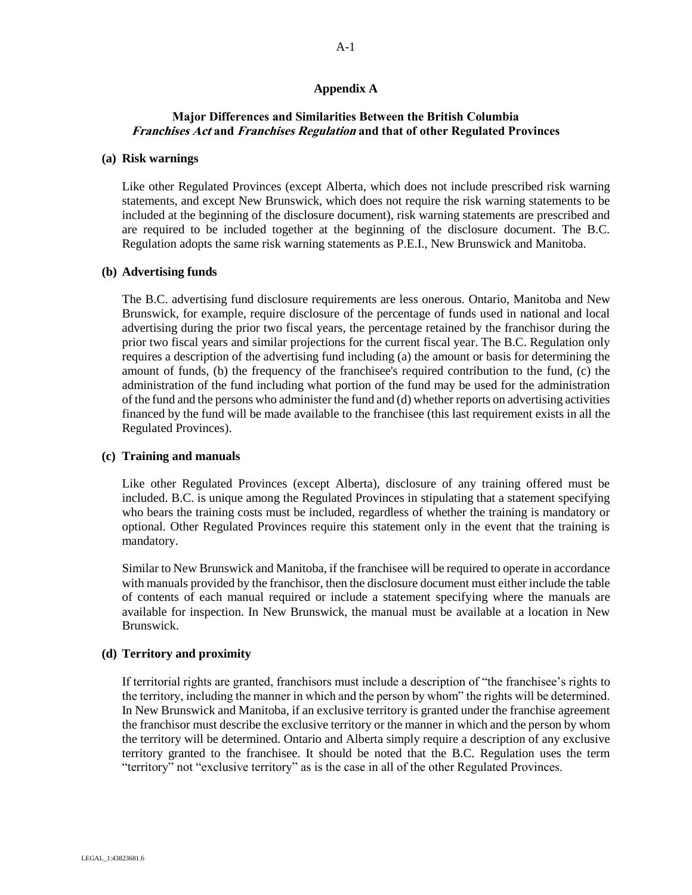# Appendix A

## Major Differences and Similarities Between the British Columbia *Franchises Act* and *Franchises Regulation* and that of other Regulated Provinces

### (a) Risk warnings

Like other Regulated Provinces (except Alberta, which does not include prescribed risk warning statements, and except New Brunswick, which does not require the risk warning statements to be included at the beginning of the disclosure document), risk warning statements are prescribed and are required to be included together at the beginning of the disclosure document. The B.C. Regulation adopts the same risk warning statements as P.E.I., New Brunswick and Manitoba.

### (b) Advertising funds

The B.C. advertising fund disclosure requirements are less onerous. Ontario, Manitoba and New Brunswick, for example, require disclosure of the percentage of funds used in national and local advertising during the prior two fiscal years, the percentage retained by the franchisor during the prior two fiscal years and similar projections for the current fiscal year. The B.C. Regulation only requires a description of the advertising fund including (a) the amount or basis for determining the amount of funds, (b) the frequency of the franchisee's required contribution to the fund, (c) the administration of the fund including what portion of the fund may be used for the administration of the fund and the persons who administer the fund and (d) whether reports on advertising activities financed by the fund will be made available to the franchisee (this last requirement exists in all the Regulated Provinces).

### (c) Training and manuals

Like other Regulated Provinces (except Alberta), disclosure of any training offered must be included. B.C. is unique among the Regulated Provinces in stipulating that a statement specifying who bears the training costs must be included, regardless of whether the training is mandatory or optional. Other Regulated Provinces require this statement only in the event that the training is mandatory.

Similar to New Brunswick and Manitoba, if the franchisee will be required to operate in accordance with manuals provided by the franchisor, then the disclosure document must either include the table of contents of each manual required or include a statement specifying where the manuals are available for inspection. In New Brunswick, the manual must be available at a location in New Brunswick.

### (d) Territory and proximity

If territorial rights are granted, franchisors must include a description of "the franchisee's rights to the territory, including the manner in which and the person by whom" the rights will be determined. In New Brunswick and Manitoba, if an exclusive territory is granted under the franchise agreement the franchisor must describe the exclusive territory or the manner in which and the person by whom the territory will be determined. Ontario and Alberta simply require a description of any exclusive territory granted to the franchisee. It should be noted that the B.C. Regulation uses the term "territory" not "exclusive territory" as is the case in all of the other Regulated Provinces.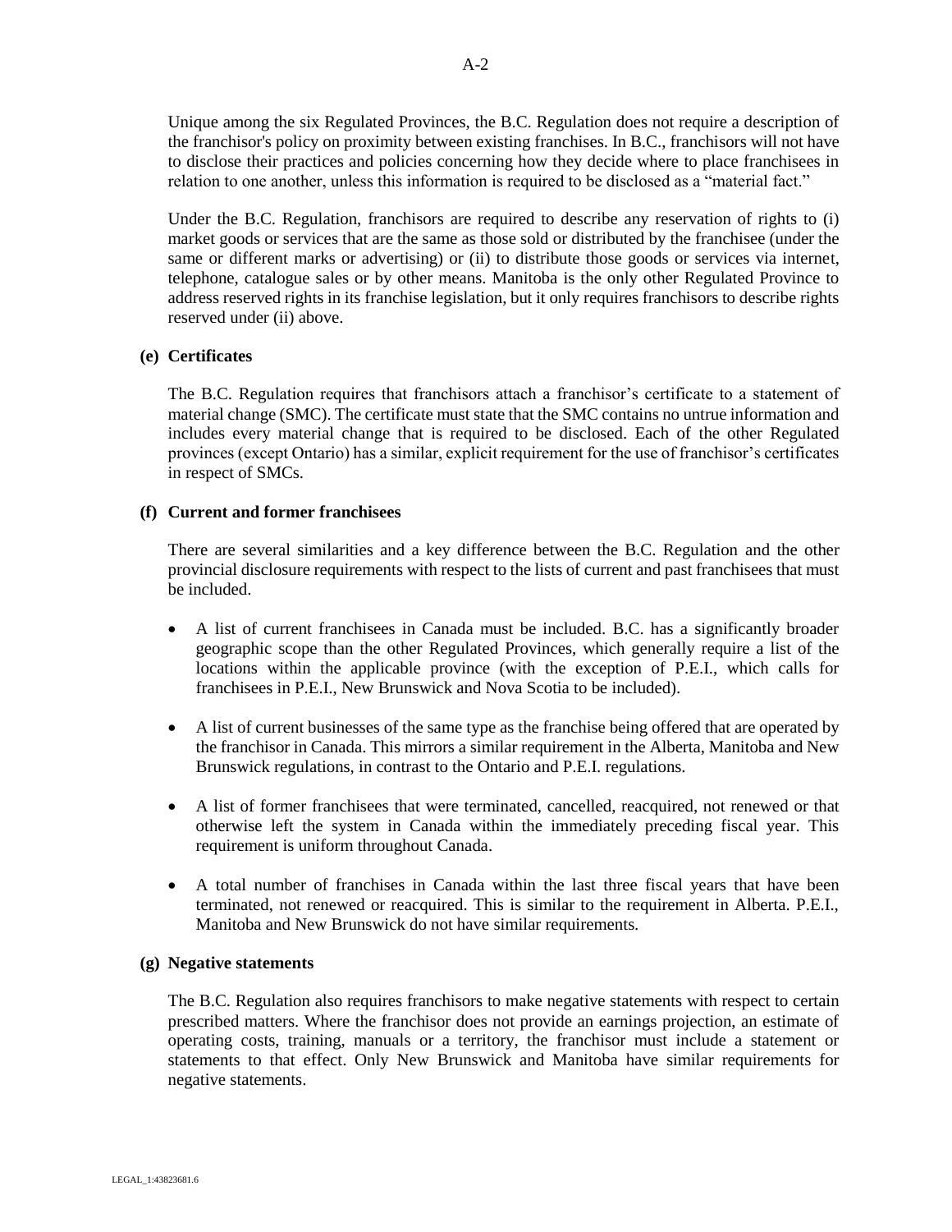Unique among the six Regulated Provinces, the B.C. Regulation does not require a description of the franchisor's policy on proximity between existing franchises. In B.C., franchisors will not have to disclose their practices and policies concerning how they decide where to place franchisees in relation to one another, unless this information is required to be disclosed as a "material fact."

Under the B.C. Regulation, franchisors are required to describe any reservation of rights to (i) market goods or services that are the same as those sold or distributed by the franchisee (under the same or different marks or advertising) or (ii) to distribute those goods or services via internet, telephone, catalogue sales or by other means. Manitoba is the only other Regulated Province to address reserved rights in its franchise legislation, but it only requires franchisors to describe rights reserved under (ii) above.

**(e) Certificates**

The B.C. Regulation requires that franchisors attach a franchisor's certificate to a statement of material change (SMC). The certificate must state that the SMC contains no untrue information and includes every material change that is required to be disclosed. Each of the other Regulated provinces (except Ontario) has a similar, explicit requirement for the use of franchisor's certificates in respect of SMCs.

**(f) Current and former franchisees**

There are several similarities and a key difference between the B.C. Regulation and the other provincial disclosure requirements with respect to the lists of current and past franchisees that must be included.

- A list of current franchisees in Canada must be included. B.C. has a significantly broader geographic scope than the other Regulated Provinces, which generally require a list of the locations within the applicable province (with the exception of P.E.I., which calls for franchisees in P.E.I., New Brunswick and Nova Scotia to be included).
- A list of current businesses of the same type as the franchise being offered that are operated by the franchisor in Canada. This mirrors a similar requirement in the Alberta, Manitoba and New Brunswick regulations, in contrast to the Ontario and P.E.I. regulations.
- A list of former franchisees that were terminated, cancelled, reacquired, not renewed or that otherwise left the system in Canada within the immediately preceding fiscal year. This requirement is uniform throughout Canada.
- A total number of franchises in Canada within the last three fiscal years that have been terminated, not renewed or reacquired. This is similar to the requirement in Alberta. P.E.I., Manitoba and New Brunswick do not have similar requirements.

**(g) Negative statements**

The B.C. Regulation also requires franchisors to make negative statements with respect to certain prescribed matters. Where the franchisor does not provide an earnings projection, an estimate of operating costs, training, manuals or a territory, the franchisor must include a statement or statements to that effect. Only New Brunswick and Manitoba have similar requirements for negative statements.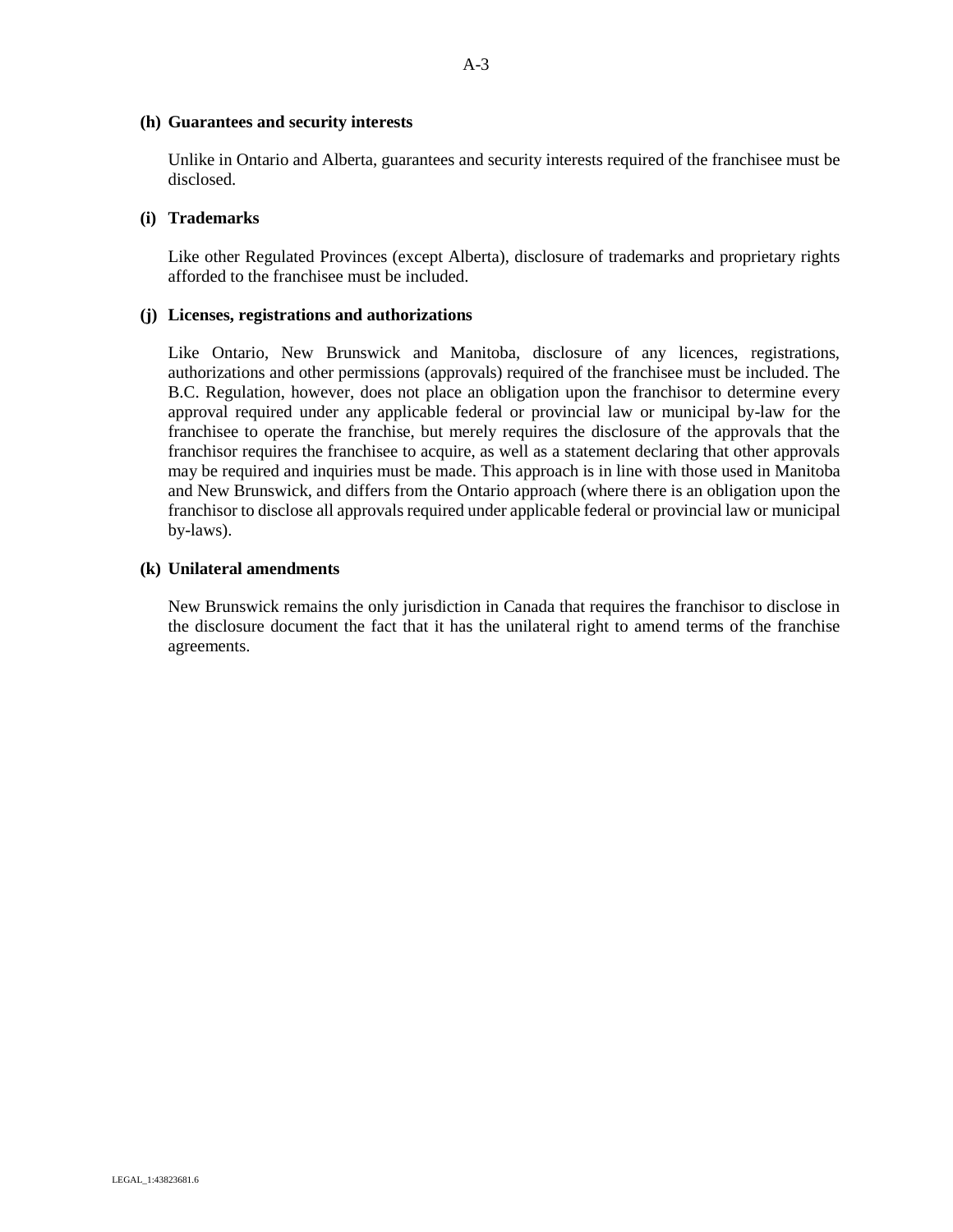**(h) Guarantees and security interests**

Unlike in Ontario and Alberta, guarantees and security interests required of the franchisee must be disclosed.

**(i) Trademarks**

Like other Regulated Provinces (except Alberta), disclosure of trademarks and proprietary rights afforded to the franchisee must be included.

**(j) Licenses, registrations and authorizations**

Like Ontario, New Brunswick and Manitoba, disclosure of any licences, registrations, authorizations and other permissions (approvals) required of the franchisee must be included. The B.C. Regulation, however, does not place an obligation upon the franchisor to determine every approval required under any applicable federal or provincial law or municipal by-law for the franchisee to operate the franchise, but merely requires the disclosure of the approvals that the franchisor requires the franchisee to acquire, as well as a statement declaring that other approvals may be required and inquiries must be made. This approach is in line with those used in Manitoba and New Brunswick, and differs from the Ontario approach (where there is an obligation upon the franchisor to disclose all approvals required under applicable federal or provincial law or municipal by-laws).

**(k) Unilateral amendments**

New Brunswick remains the only jurisdiction in Canada that requires the franchisor to disclose in the disclosure document the fact that it has the unilateral right to amend terms of the franchise agreements.